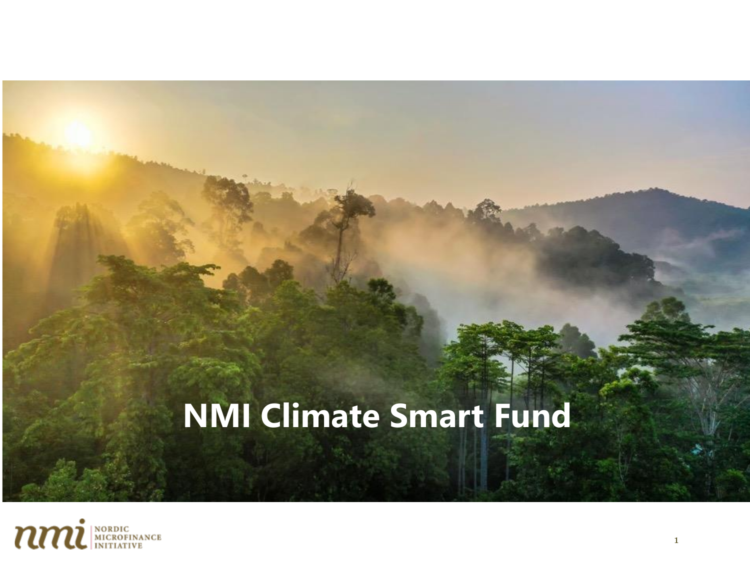# NMI Climate Smart Fund

NORDIC MICROFINANCE INITIATIVE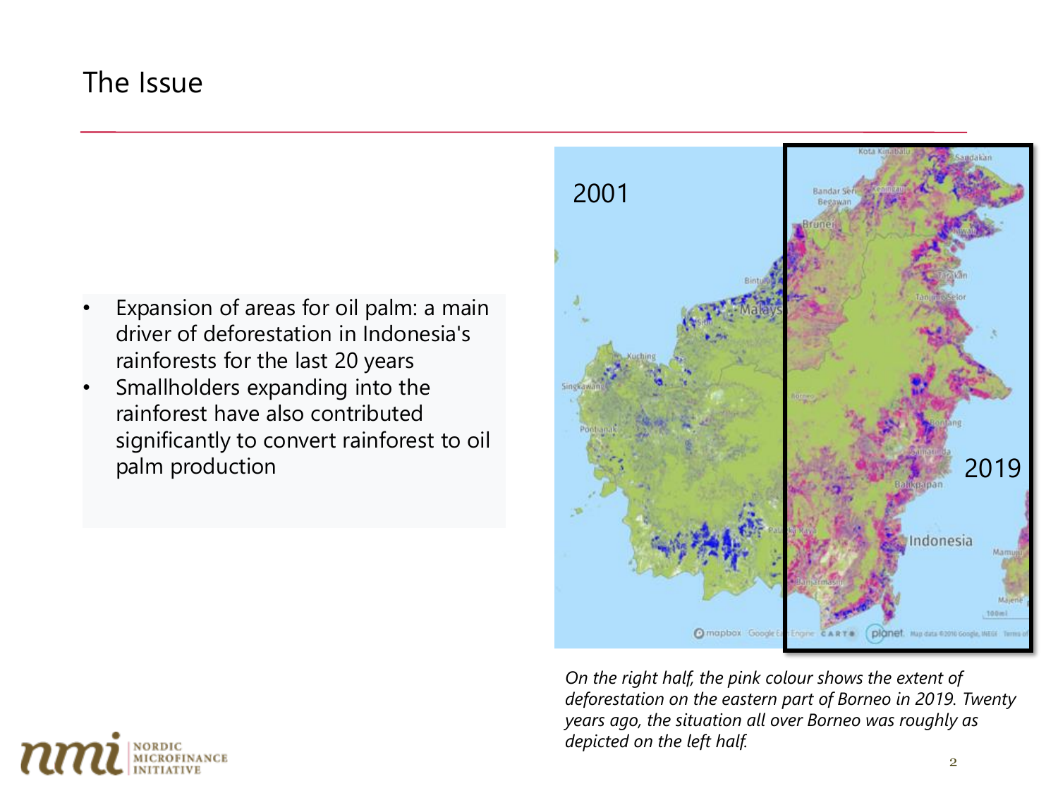## The Issue

- Expansion of areas for oil palm: a main driver of deforestation in Indonesia's rainforests for the last 20 years
- Smallholders expanding into the rainforest have also contributed significantly to convert rainforest to oil palm production

*On the right half, the pink colour shows the extent of deforestation on the eastern part of Borneo in 2019. Twenty years ago, the situation all over Borneo was roughly as depicted on the left half.*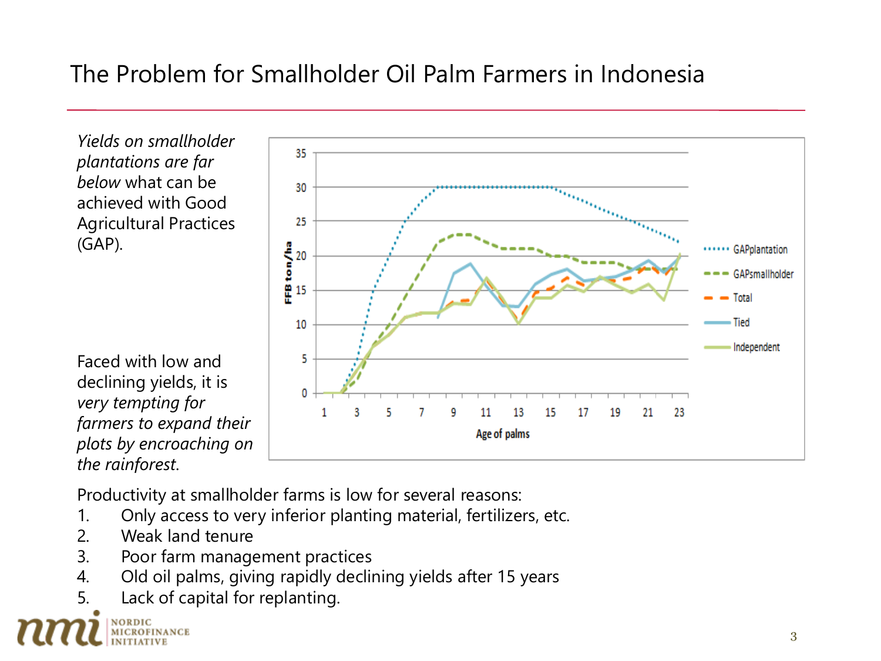# The Problem for Smallholder Oil Palm Farmers in Indonesia

*Yields on smallholder plantations are far below* what can be achieved with Good Agricultural Practices (GAP).

Faced with low and declining yields, it is *very tempting for farmers to expand their plots by encroaching on the rainforest.*

Productivity at smallholder farms is low for several reasons:

1. Only access to very inferior planting material, fertilizers, etc.
2. Weak land tenure
3. Poor farm management practices
4. Old oil palms, giving rapidly declining yields after 15 years
5. Lack of capital for replanting.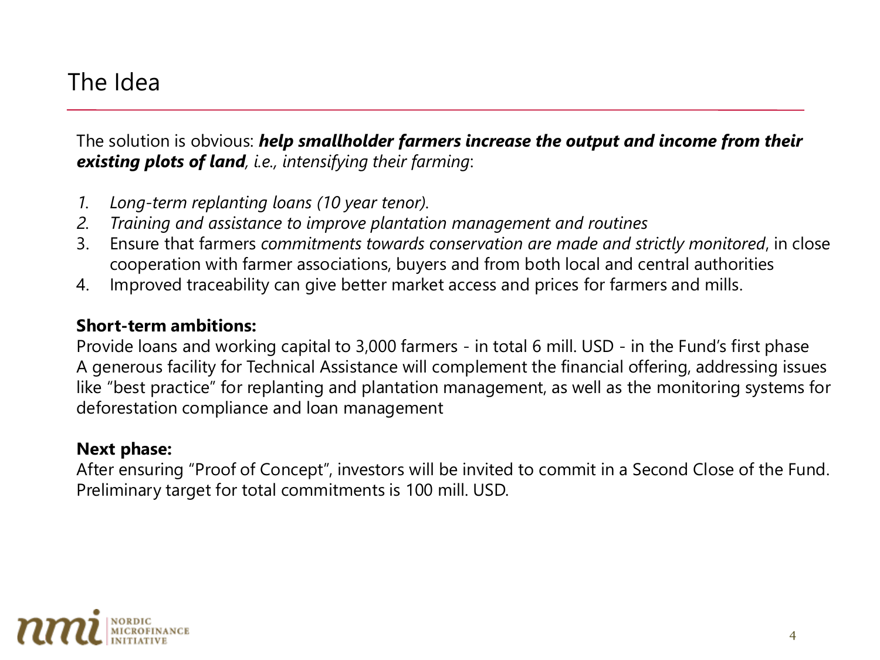# The Idea

The solution is obvious: ***help smallholder farmers increase the output and income from their existing plots of land**, i.e., intensifying their farming*:

1. *Long-term replanting loans (10 year tenor).*
2. *Training and assistance to improve plantation management and routines*
3. Ensure that farmers *commitments towards conservation are made and strictly monitored*, in close cooperation with farmer associations, buyers and from both local and central authorities
4. Improved traceability can give better market access and prices for farmers and mills.

**Short-term ambitions:**
Provide loans and working capital to 3,000 farmers - in total 6 mill. USD - in the Fund's first phase
A generous facility for Technical Assistance will complement the financial offering, addressing issues like "best practice" for replanting and plantation management, as well as the monitoring systems for deforestation compliance and loan management

**Next phase:**
After ensuring "Proof of Concept", investors will be invited to commit in a Second Close of the Fund. Preliminary target for total commitments is 100 mill. USD.